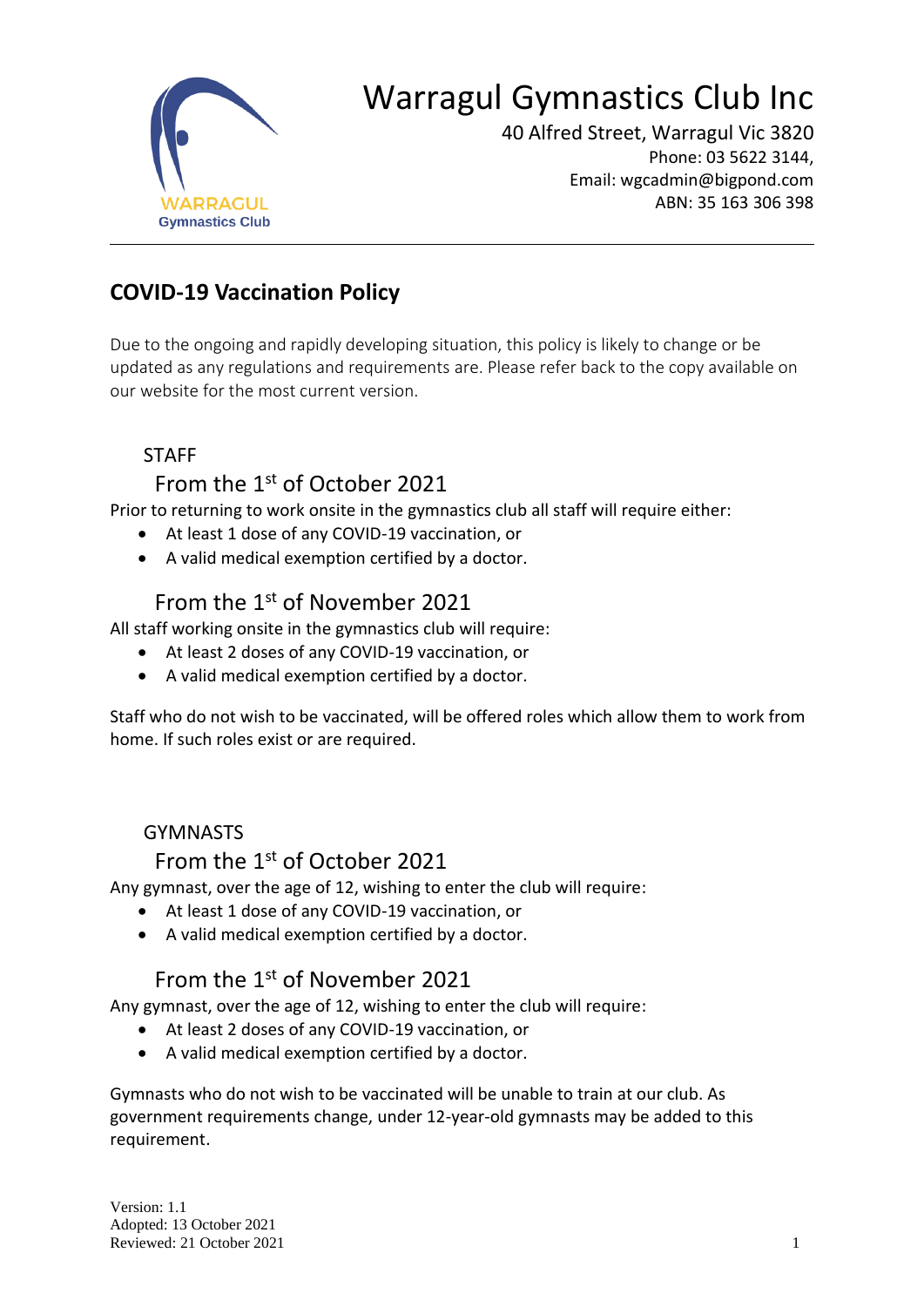# Warragul Gymnastics Club Inc

40 Alfred Street, Warragul Vic 3820
Phone: 03 5622 3144,
Email: wgcadmin@bigpond.com
ABN: 35 163 306 398

---

## COVID-19 Vaccination Policy

Due to the ongoing and rapidly developing situation, this policy is likely to change or be updated as any regulations and requirements are. Please refer back to the copy available on our website for the most current version.

### STAFF

#### From the 1st of October 2021

Prior to returning to work onsite in the gymnastics club all staff will require either:

- At least 1 dose of any COVID-19 vaccination, or
- A valid medical exemption certified by a doctor.

#### From the 1st of November 2021

All staff working onsite in the gymnastics club will require:

- At least 2 doses of any COVID-19 vaccination, or
- A valid medical exemption certified by a doctor.

Staff who do not wish to be vaccinated, will be offered roles which allow them to work from home. If such roles exist or are required.

### GYMNASTS

#### From the 1st of October 2021

Any gymnast, over the age of 12, wishing to enter the club will require:

- At least 1 dose of any COVID-19 vaccination, or
- A valid medical exemption certified by a doctor.

#### From the 1st of November 2021

Any gymnast, over the age of 12, wishing to enter the club will require:

- At least 2 doses of any COVID-19 vaccination, or
- A valid medical exemption certified by a doctor.

Gymnasts who do not wish to be vaccinated will be unable to train at our club. As government requirements change, under 12-year-old gymnasts may be added to this requirement.

Version: 1.1
Adopted: 13 October 2021
Reviewed: 21 October 2021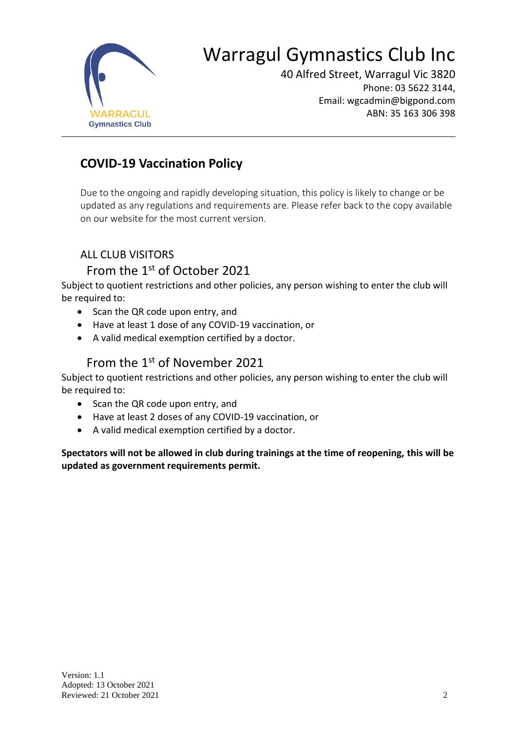# Warragul Gymnastics Club Inc

40 Alfred Street, Warragul Vic 3820
Phone: 03 5622 3144,
Email: wgcadmin@bigpond.com
ABN: 35 163 306 398

## COVID-19 Vaccination Policy

Due to the ongoing and rapidly developing situation, this policy is likely to change or be updated as any regulations and requirements are. Please refer back to the copy available on our website for the most current version.

### ALL CLUB VISITORS

#### From the 1st of October 2021

Subject to quotient restrictions and other policies, any person wishing to enter the club will be required to:

- Scan the QR code upon entry, and
- Have at least 1 dose of any COVID-19 vaccination, or
- A valid medical exemption certified by a doctor.

#### From the 1st of November 2021

Subject to quotient restrictions and other policies, any person wishing to enter the club will be required to:

- Scan the QR code upon entry, and
- Have at least 2 doses of any COVID-19 vaccination, or
- A valid medical exemption certified by a doctor.

**Spectators will not be allowed in club during trainings at the time of reopening, this will be updated as government requirements permit.**

Version: 1.1
Adopted: 13 October 2021
Reviewed: 21 October 2021